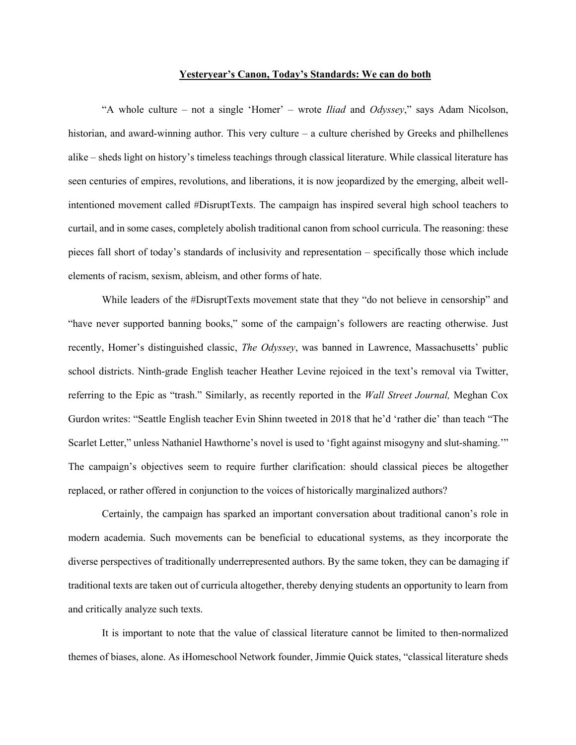# **Yesteryear's Canon, Today's Standards: We can do both**

"A whole culture – not a single 'Homer' – wrote *Iliad* and *Odyssey*," says Adam Nicolson, historian, and award-winning author. This very culture – a culture cherished by Greeks and philhellenes alike – sheds light on history's timeless teachings through classical literature. While classical literature has seen centuries of empires, revolutions, and liberations, it is now jeopardized by the emerging, albeit well-intentioned movement called #DisruptTexts. The campaign has inspired several high school teachers to curtail, and in some cases, completely abolish traditional canon from school curricula. The reasoning: these pieces fall short of today's standards of inclusivity and representation – specifically those which include elements of racism, sexism, ableism, and other forms of hate.

While leaders of the #DisruptTexts movement state that they "do not believe in censorship" and "have never supported banning books," some of the campaign's followers are reacting otherwise. Just recently, Homer's distinguished classic, *The Odyssey*, was banned in Lawrence, Massachusetts' public school districts. Ninth-grade English teacher Heather Levine rejoiced in the text's removal via Twitter, referring to the Epic as "trash." Similarly, as recently reported in the *Wall Street Journal,* Meghan Cox Gurdon writes: "Seattle English teacher Evin Shinn tweeted in 2018 that he'd 'rather die' than teach "The Scarlet Letter," unless Nathaniel Hawthorne's novel is used to 'fight against misogyny and slut-shaming.'" The campaign's objectives seem to require further clarification: should classical pieces be altogether replaced, or rather offered in conjunction to the voices of historically marginalized authors?

Certainly, the campaign has sparked an important conversation about traditional canon's role in modern academia. Such movements can be beneficial to educational systems, as they incorporate the diverse perspectives of traditionally underrepresented authors. By the same token, they can be damaging if traditional texts are taken out of curricula altogether, thereby denying students an opportunity to learn from and critically analyze such texts.

It is important to note that the value of classical literature cannot be limited to then-normalized themes of biases, alone. As iHomeschool Network founder, Jimmie Quick states, "classical literature sheds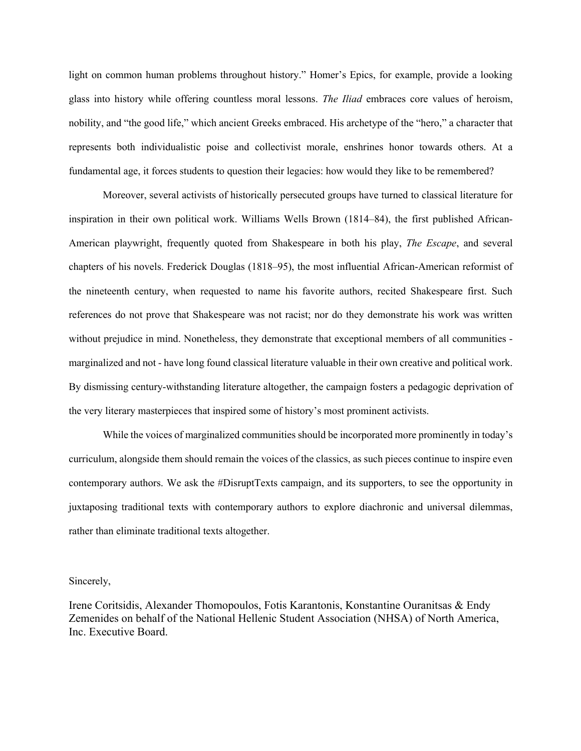light on common human problems throughout history." Homer's Epics, for example, provide a looking glass into history while offering countless moral lessons. *The Iliad* embraces core values of heroism, nobility, and "the good life," which ancient Greeks embraced. His archetype of the "hero," a character that represents both individualistic poise and collectivist morale, enshrines honor towards others. At a fundamental age, it forces students to question their legacies: how would they like to be remembered?

Moreover, several activists of historically persecuted groups have turned to classical literature for inspiration in their own political work. Williams Wells Brown (1814–84), the first published African-American playwright, frequently quoted from Shakespeare in both his play, *The Escape*, and several chapters of his novels. Frederick Douglas (1818–95), the most influential African-American reformist of the nineteenth century, when requested to name his favorite authors, recited Shakespeare first. Such references do not prove that Shakespeare was not racist; nor do they demonstrate his work was written without prejudice in mind. Nonetheless, they demonstrate that exceptional members of all communities - marginalized and not - have long found classical literature valuable in their own creative and political work. By dismissing century-withstanding literature altogether, the campaign fosters a pedagogic deprivation of the very literary masterpieces that inspired some of history's most prominent activists.

While the voices of marginalized communities should be incorporated more prominently in today's curriculum, alongside them should remain the voices of the classics, as such pieces continue to inspire even contemporary authors. We ask the #DisruptTexts campaign, and its supporters, to see the opportunity in juxtaposing traditional texts with contemporary authors to explore diachronic and universal dilemmas, rather than eliminate traditional texts altogether.

Sincerely,

Irene Coritsidis, Alexander Thomopoulos, Fotis Karantonis, Konstantine Ouranitsas & Endy Zemenides on behalf of the National Hellenic Student Association (NHSA) of North America, Inc. Executive Board.